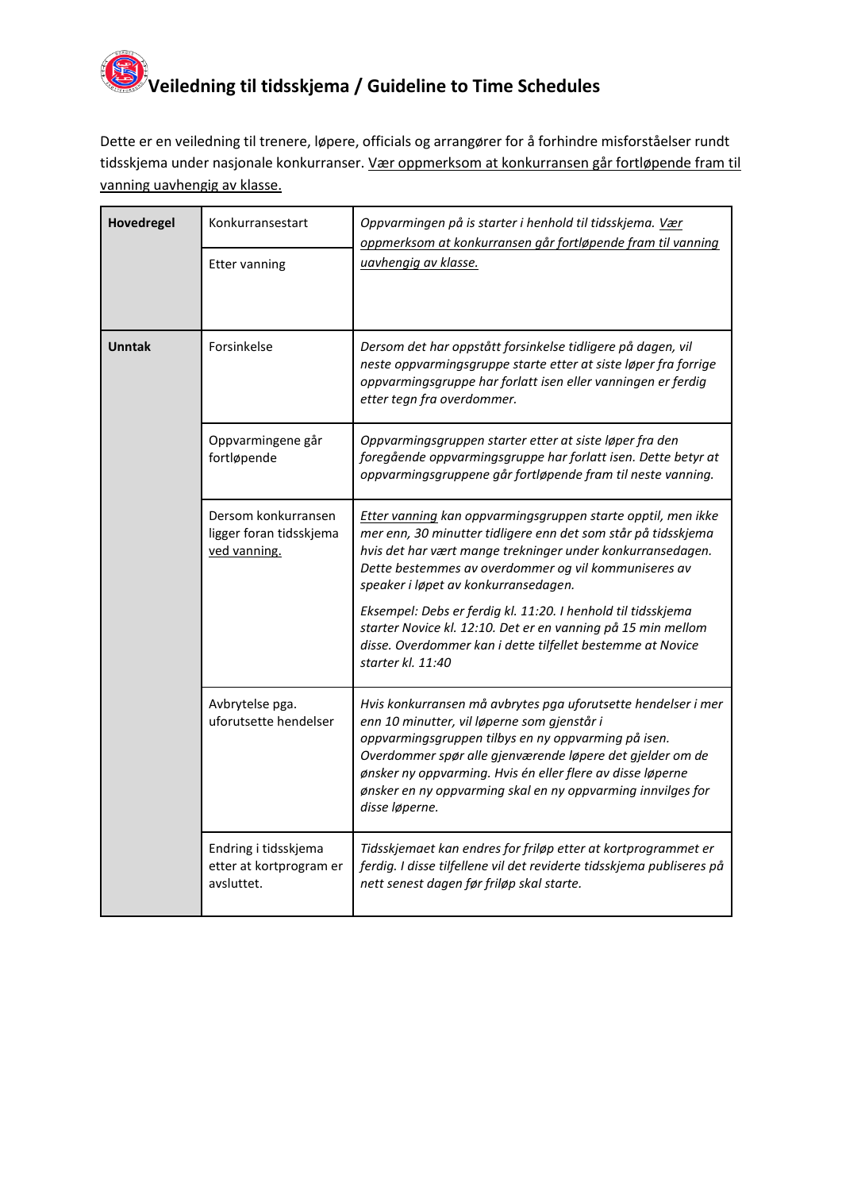# Veiledning til tidsskjema / Guideline to Time Schedules

Dette er en veiledning til trenere, løpere, officials og arrangører for å forhindre misforståelser rundt tidsskjema under nasjonale konkurranser. <u>Vær oppmerksom at konkurransen går fortløpende fram til vanning uavhengig av klasse.</u>

| | | |
|---|---|---|
| **Hovedregel** | Konkurransestart | *Oppvarmingen på is starter i henhold til tidsskjema. <u>Vær oppmerksom at konkurransen går fortløpende fram til vanning uavhengig av klasse.</u>* |
| | Etter vanning | |
| **Unntak** | Forsinkelse | *Dersom det har oppstått forsinkelse tidligere på dagen, vil neste oppvarmingsgruppe starte etter at siste løper fra forrige oppvarmingsgruppe har forlatt isen eller vanningen er ferdig etter tegn fra overdommer.* |
| | Oppvarmingene går fortløpende | *Oppvarmingsgruppen starter etter at siste løper fra den foregående oppvarmingsgruppe har forlatt isen. Dette betyr at oppvarmingsgruppene går fortløpende fram til neste vanning.* |
| | Dersom konkurransen ligger foran tidsskjema <u>ved vanning.</u> | *<u>Etter vanning</u> kan oppvarmingsgruppen starte opptil, men ikke mer enn, 30 minutter tidligere enn det som står på tidsskjema hvis det har vært mange trekninger under konkurransedagen. Dette bestemmes av overdommer og vil kommuniseres av speaker i løpet av konkurransedagen.*<br><br>*Eksempel: Debs er ferdig kl. 11:20. I henhold til tidsskjema starter Novice kl. 12:10. Det er en vanning på 15 min mellom disse. Overdommer kan i dette tilfellet bestemme at Novice starter kl. 11:40* |
| | Avbrytelse pga. uforutsette hendelser | *Hvis konkurransen må avbrytes pga uforutsette hendelser i mer enn 10 minutter, vil løperne som gjenstår i oppvarmingsgruppen tilbys en ny oppvarming på isen. Overdommer spør alle gjenværende løpere det gjelder om de ønsker ny oppvarming. Hvis én eller flere av disse løperne ønsker en ny oppvarming skal en ny oppvarming innvilges for disse løperne.* |
| | Endring i tidsskjema etter at kortprogram er avsluttet. | *Tidsskjemaet kan endres for friløp etter at kortprogrammet er ferdig. I disse tilfellene vil det reviderte tidsskjema publiseres på nett senest dagen før friløp skal starte.* |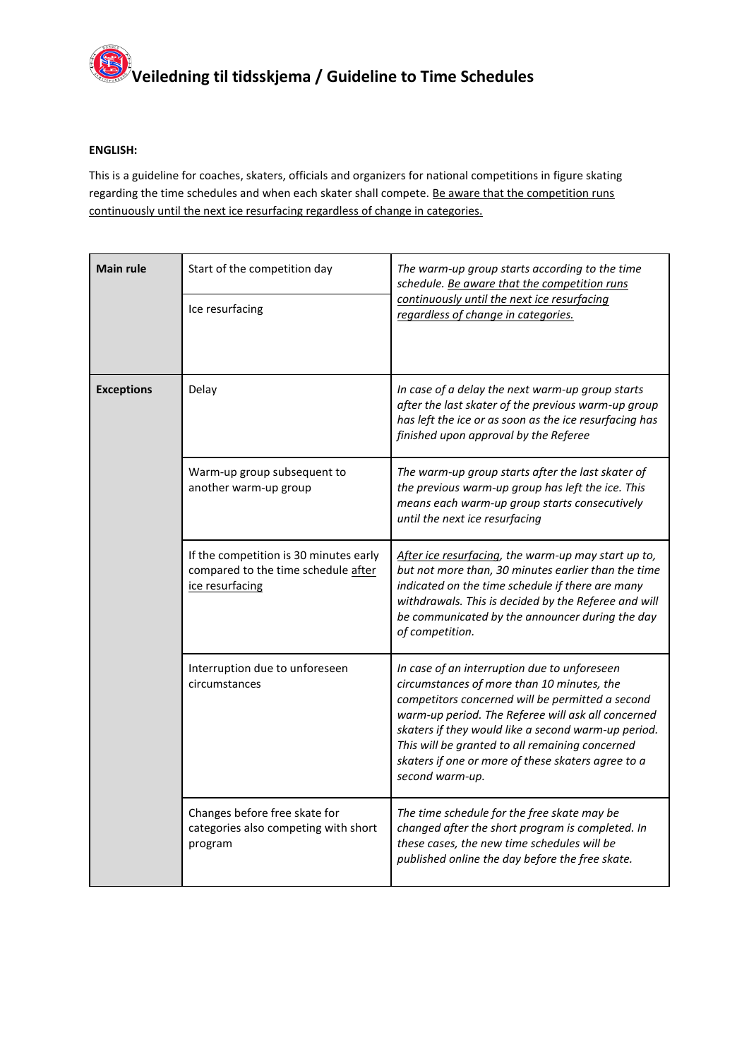# Veiledning til tidsskjema / Guideline to Time Schedules

**ENGLISH:**

This is a guideline for coaches, skaters, officials and organizers for national competitions in figure skating regarding the time schedules and when each skater shall compete. <u>Be aware that the competition runs continuously until the next ice resurfacing regardless of change in categories.</u>

| | | |
|---|---|---|
| **Main rule** | Start of the competition day | *The warm-up group starts according to the time schedule. <u>Be aware that the competition runs continuously until the next ice resurfacing regardless of change in categories.</u>* |
| | Ice resurfacing | |
| **Exceptions** | Delay | *In case of a delay the next warm-up group starts after the last skater of the previous warm-up group has left the ice or as soon as the ice resurfacing has finished upon approval by the Referee* |
| | Warm-up group subsequent to another warm-up group | *The warm-up group starts after the last skater of the previous warm-up group has left the ice. This means each warm-up group starts consecutively until the next ice resurfacing* |
| | If the competition is 30 minutes early compared to the time schedule <u>after ice resurfacing</u> | *<u>After ice resurfacing</u>, the warm-up may start up to, but not more than, 30 minutes earlier than the time indicated on the time schedule if there are many withdrawals. This is decided by the Referee and will be communicated by the announcer during the day of competition.* |
| | Interruption due to unforeseen circumstances | *In case of an interruption due to unforeseen circumstances of more than 10 minutes, the competitors concerned will be permitted a second warm-up period. The Referee will ask all concerned skaters if they would like a second warm-up period. This will be granted to all remaining concerned skaters if one or more of these skaters agree to a second warm-up.* |
| | Changes before free skate for categories also competing with short program | *The time schedule for the free skate may be changed after the short program is completed. In these cases, the new time schedules will be published online the day before the free skate.* |